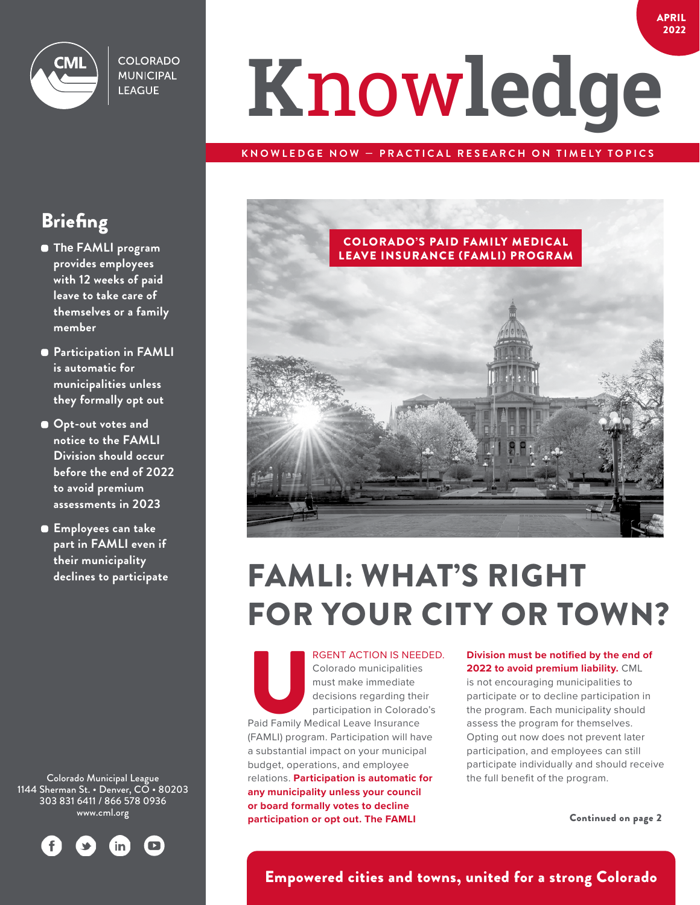COLORADO MUNICIPAL LEAGUE

APRIL 2022

# Knowledge

KNOWLEDGE NOW — PRACTICAL RESEARCH ON TIMELY TOPICS

## Briefing

- The FAMLI program provides employees with 12 weeks of paid leave to take care of themselves or a family member
- Participation in FAMLI is automatic for municipalities unless they formally opt out
- Opt-out votes and notice to the FAMLI Division should occur before the end of 2022 to avoid premium assessments in 2023
- Employees can take part in FAMLI even if their municipality declines to participate

COLORADO'S PAID FAMILY MEDICAL LEAVE INSURANCE (FAMLI) PROGRAM

# FAMLI: WHAT'S RIGHT FOR YOUR CITY OR TOWN?

URGENT ACTION IS NEEDED. Colorado municipalities must make immediate decisions regarding their participation in Colorado's Paid Family Medical Leave Insurance (FAMLI) program. Participation will have a substantial impact on your municipal budget, operations, and employee relations. **Participation is automatic for any municipality unless your council or board formally votes to decline participation or opt out. The FAMLI Division must be notified by the end of 2022 to avoid premium liability.** CML is not encouraging municipalities to participate or to decline participation in the program. Each municipality should assess the program for themselves. Opting out now does not prevent later participation, and employees can still participate individually and should receive the full benefit of the program.

Continued on page 2

Colorado Municipal League
1144 Sherman St. • Denver, CO • 80203
303 831 6411 / 866 578 0936
www.cml.org

Empowered cities and towns, united for a strong Colorado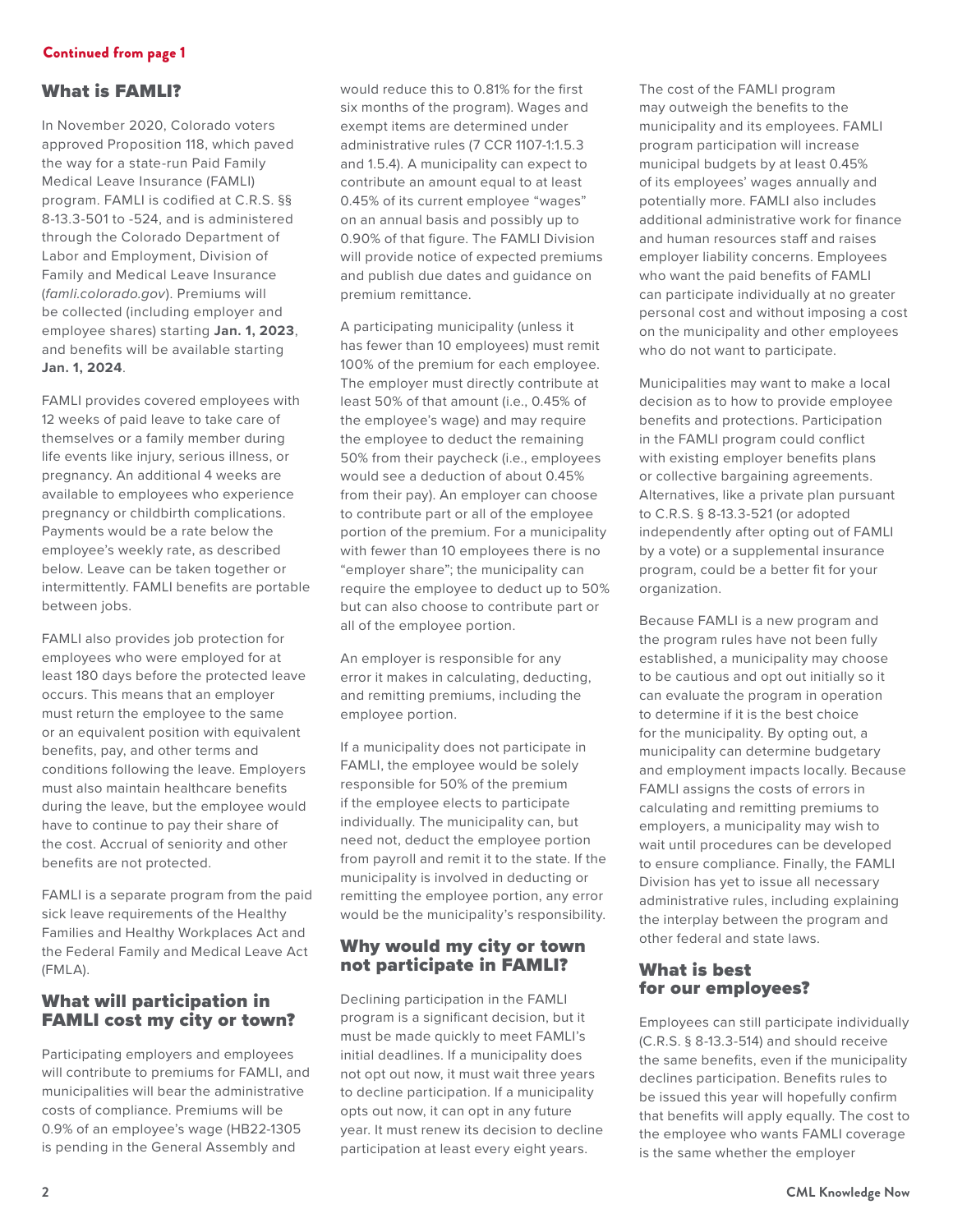Continued from page 1

## What is FAMLI?

In November 2020, Colorado voters approved Proposition 118, which paved the way for a state-run Paid Family Medical Leave Insurance (FAMLI) program. FAMLI is codified at C.R.S. §§ 8-13.3-501 to -524, and is administered through the Colorado Department of Labor and Employment, Division of Family and Medical Leave Insurance (*famli.colorado.gov*). Premiums will be collected (including employer and employee shares) starting **Jan. 1, 2023**, and benefits will be available starting **Jan. 1, 2024**.

FAMLI provides covered employees with 12 weeks of paid leave to take care of themselves or a family member during life events like injury, serious illness, or pregnancy. An additional 4 weeks are available to employees who experience pregnancy or childbirth complications. Payments would be a rate below the employee's weekly rate, as described below. Leave can be taken together or intermittently. FAMLI benefits are portable between jobs.

FAMLI also provides job protection for employees who were employed for at least 180 days before the protected leave occurs. This means that an employer must return the employee to the same or an equivalent position with equivalent benefits, pay, and other terms and conditions following the leave. Employers must also maintain healthcare benefits during the leave, but the employee would have to continue to pay their share of the cost. Accrual of seniority and other benefits are not protected.

FAMLI is a separate program from the paid sick leave requirements of the Healthy Families and Healthy Workplaces Act and the Federal Family and Medical Leave Act (FMLA).

## What will participation in FAMLI cost my city or town?

Participating employers and employees will contribute to premiums for FAMLI, and municipalities will bear the administrative costs of compliance. Premiums will be 0.9% of an employee's wage (HB22-1305 is pending in the General Assembly and would reduce this to 0.81% for the first six months of the program). Wages and exempt items are determined under administrative rules (7 CCR 1107-1:1.5.3 and 1.5.4). A municipality can expect to contribute an amount equal to at least 0.45% of its current employee "wages" on an annual basis and possibly up to 0.90% of that figure. The FAMLI Division will provide notice of expected premiums and publish due dates and guidance on premium remittance.

A participating municipality (unless it has fewer than 10 employees) must remit 100% of the premium for each employee. The employer must directly contribute at least 50% of that amount (i.e., 0.45% of the employee's wage) and may require the employee to deduct the remaining 50% from their paycheck (i.e., employees would see a deduction of about 0.45% from their pay). An employer can choose to contribute part or all of the employee portion of the premium. For a municipality with fewer than 10 employees there is no "employer share"; the municipality can require the employee to deduct up to 50% but can also choose to contribute part or all of the employee portion.

An employer is responsible for any error it makes in calculating, deducting, and remitting premiums, including the employee portion.

If a municipality does not participate in FAMLI, the employee would be solely responsible for 50% of the premium if the employee elects to participate individually. The municipality can, but need not, deduct the employee portion from payroll and remit it to the state. If the municipality is involved in deducting or remitting the employee portion, any error would be the municipality's responsibility.

## Why would my city or town not participate in FAMLI?

Declining participation in the FAMLI program is a significant decision, but it must be made quickly to meet FAMLI's initial deadlines. If a municipality does not opt out now, it must wait three years to decline participation. If a municipality opts out now, it can opt in any future year. It must renew its decision to decline participation at least every eight years.

The cost of the FAMLI program may outweigh the benefits to the municipality and its employees. FAMLI program participation will increase municipal budgets by at least 0.45% of its employees' wages annually and potentially more. FAMLI also includes additional administrative work for finance and human resources staff and raises employer liability concerns. Employees who want the paid benefits of FAMLI can participate individually at no greater personal cost and without imposing a cost on the municipality and other employees who do not want to participate.

Municipalities may want to make a local decision as to how to provide employee benefits and protections. Participation in the FAMLI program could conflict with existing employer benefits plans or collective bargaining agreements. Alternatives, like a private plan pursuant to C.R.S. § 8-13.3-521 (or adopted independently after opting out of FAMLI by a vote) or a supplemental insurance program, could be a better fit for your organization.

Because FAMLI is a new program and the program rules have not been fully established, a municipality may choose to be cautious and opt out initially so it can evaluate the program in operation to determine if it is the best choice for the municipality. By opting out, a municipality can determine budgetary and employment impacts locally. Because FAMLI assigns the costs of errors in calculating and remitting premiums to employers, a municipality may wish to wait until procedures can be developed to ensure compliance. Finally, the FAMLI Division has yet to issue all necessary administrative rules, including explaining the interplay between the program and other federal and state laws.

## What is best for our employees?

Employees can still participate individually (C.R.S. § 8-13.3-514) and should receive the same benefits, even if the municipality declines participation. Benefits rules to be issued this year will hopefully confirm that benefits will apply equally. The cost to the employee who wants FAMLI coverage is the same whether the employer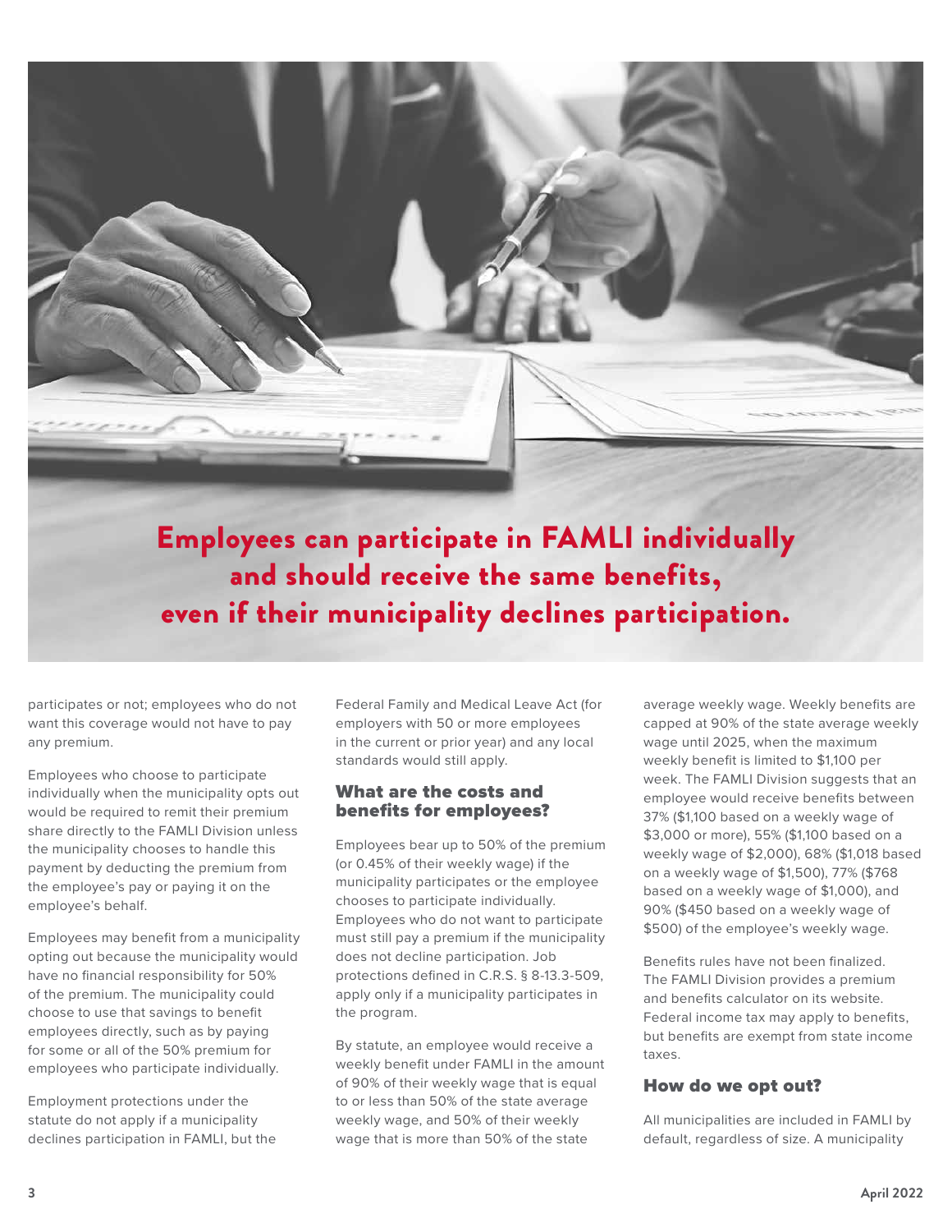**Employees can participate in FAMLI individually and should receive the same benefits, even if their municipality declines participation.**

participates or not; employees who do not want this coverage would not have to pay any premium.

Employees who choose to participate individually when the municipality opts out would be required to remit their premium share directly to the FAMLI Division unless the municipality chooses to handle this payment by deducting the premium from the employee's pay or paying it on the employee's behalf.

Employees may benefit from a municipality opting out because the municipality would have no financial responsibility for 50% of the premium. The municipality could choose to use that savings to benefit employees directly, such as by paying for some or all of the 50% premium for employees who participate individually.

Employment protections under the statute do not apply if a municipality declines participation in FAMLI, but the Federal Family and Medical Leave Act (for employers with 50 or more employees in the current or prior year) and any local standards would still apply.

## What are the costs and benefits for employees?

Employees bear up to 50% of the premium (or 0.45% of their weekly wage) if the municipality participates or the employee chooses to participate individually. Employees who do not want to participate must still pay a premium if the municipality does not decline participation. Job protections defined in C.R.S. § 8-13.3-509, apply only if a municipality participates in the program.

By statute, an employee would receive a weekly benefit under FAMLI in the amount of 90% of their weekly wage that is equal to or less than 50% of the state average weekly wage, and 50% of their weekly wage that is more than 50% of the state average weekly wage. Weekly benefits are capped at 90% of the state average weekly wage until 2025, when the maximum weekly benefit is limited to $1,100 per week. The FAMLI Division suggests that an employee would receive benefits between 37% ($1,100 based on a weekly wage of $3,000 or more), 55% ($1,100 based on a weekly wage of $2,000), 68% ($1,018 based on a weekly wage of $1,500), 77% ($768 based on a weekly wage of $1,000), and 90% ($450 based on a weekly wage of $500) of the employee's weekly wage.

Benefits rules have not been finalized. The FAMLI Division provides a premium and benefits calculator on its website. Federal income tax may apply to benefits, but benefits are exempt from state income taxes.

## How do we opt out?

All municipalities are included in FAMLI by default, regardless of size. A municipality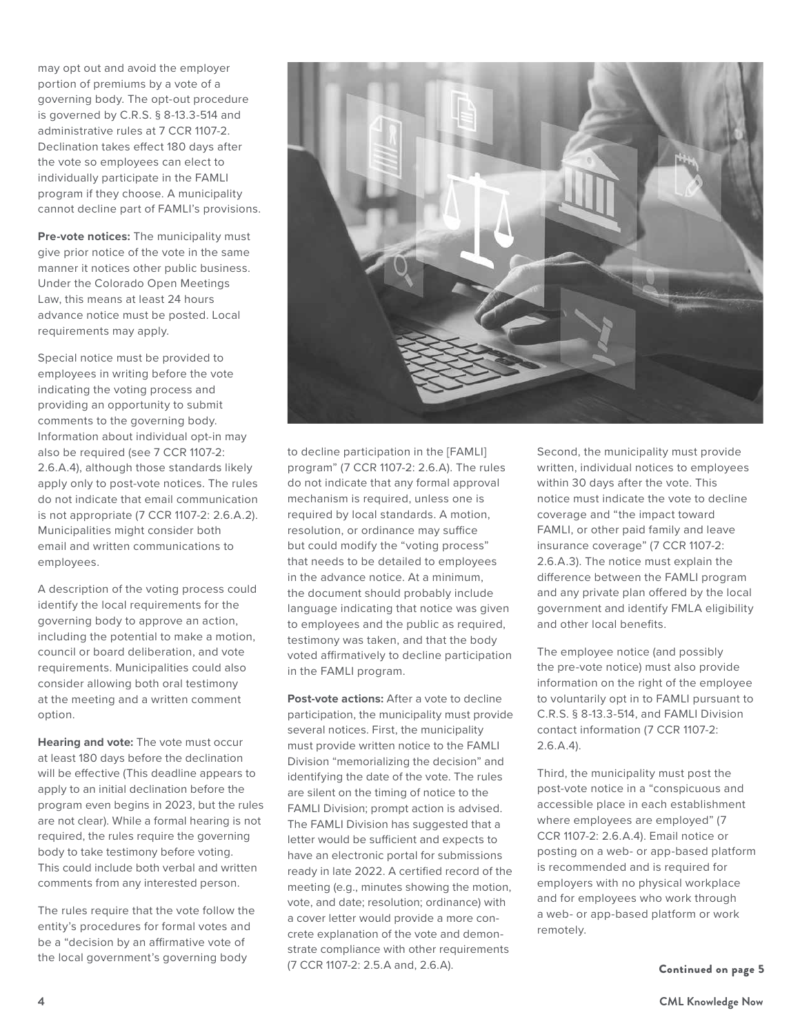may opt out and avoid the employer portion of premiums by a vote of a governing body. The opt-out procedure is governed by C.R.S. § 8-13.3-514 and administrative rules at 7 CCR 1107-2. Declination takes effect 180 days after the vote so employees can elect to individually participate in the FAMLI program if they choose. A municipality cannot decline part of FAMLI's provisions.

**Pre-vote notices:** The municipality must give prior notice of the vote in the same manner it notices other public business. Under the Colorado Open Meetings Law, this means at least 24 hours advance notice must be posted. Local requirements may apply.

Special notice must be provided to employees in writing before the vote indicating the voting process and providing an opportunity to submit comments to the governing body. Information about individual opt-in may also be required (see 7 CCR 1107-2: 2.6.A.4), although those standards likely apply only to post-vote notices. The rules do not indicate that email communication is not appropriate (7 CCR 1107-2: 2.6.A.2). Municipalities might consider both email and written communications to employees.

A description of the voting process could identify the local requirements for the governing body to approve an action, including the potential to make a motion, council or board deliberation, and vote requirements. Municipalities could also consider allowing both oral testimony at the meeting and a written comment option.

**Hearing and vote:** The vote must occur at least 180 days before the declination will be effective (This deadline appears to apply to an initial declination before the program even begins in 2023, but the rules are not clear). While a formal hearing is not required, the rules require the governing body to take testimony before voting. This could include both verbal and written comments from any interested person.

The rules require that the vote follow the entity's procedures for formal votes and be a "decision by an affirmative vote of the local government's governing body to decline participation in the [FAMLI] program" (7 CCR 1107-2: 2.6.A). The rules do not indicate that any formal approval mechanism is required, unless one is required by local standards. A motion, resolution, or ordinance may suffice but could modify the "voting process" that needs to be detailed to employees in the advance notice. At a minimum, the document should probably include language indicating that notice was given to employees and the public as required, testimony was taken, and that the body voted affirmatively to decline participation in the FAMLI program.

**Post-vote actions:** After a vote to decline participation, the municipality must provide several notices. First, the municipality must provide written notice to the FAMLI Division "memorializing the decision" and identifying the date of the vote. The rules are silent on the timing of notice to the FAMLI Division; prompt action is advised. The FAMLI Division has suggested that a letter would be sufficient and expects to have an electronic portal for submissions ready in late 2022. A certified record of the meeting (e.g., minutes showing the motion, vote, and date; resolution; ordinance) with a cover letter would provide a more concrete explanation of the vote and demonstrate compliance with other requirements (7 CCR 1107-2: 2.5.A and, 2.6.A).

Second, the municipality must provide written, individual notices to employees within 30 days after the vote. This notice must indicate the vote to decline coverage and "the impact toward FAMLI, or other paid family and leave insurance coverage" (7 CCR 1107-2: 2.6.A.3). The notice must explain the difference between the FAMLI program and any private plan offered by the local government and identify FMLA eligibility and other local benefits.

The employee notice (and possibly the pre-vote notice) must also provide information on the right of the employee to voluntarily opt in to FAMLI pursuant to C.R.S. § 8-13.3-514, and FAMLI Division contact information (7 CCR 1107-2: 2.6.A.4).

Third, the municipality must post the post-vote notice in a "conspicuous and accessible place in each establishment where employees are employed" (7 CCR 1107-2: 2.6.A.4). Email notice or posting on a web- or app-based platform is recommended and is required for employers with no physical workplace and for employees who work through a web- or app-based platform or work remotely.

Continued on page 5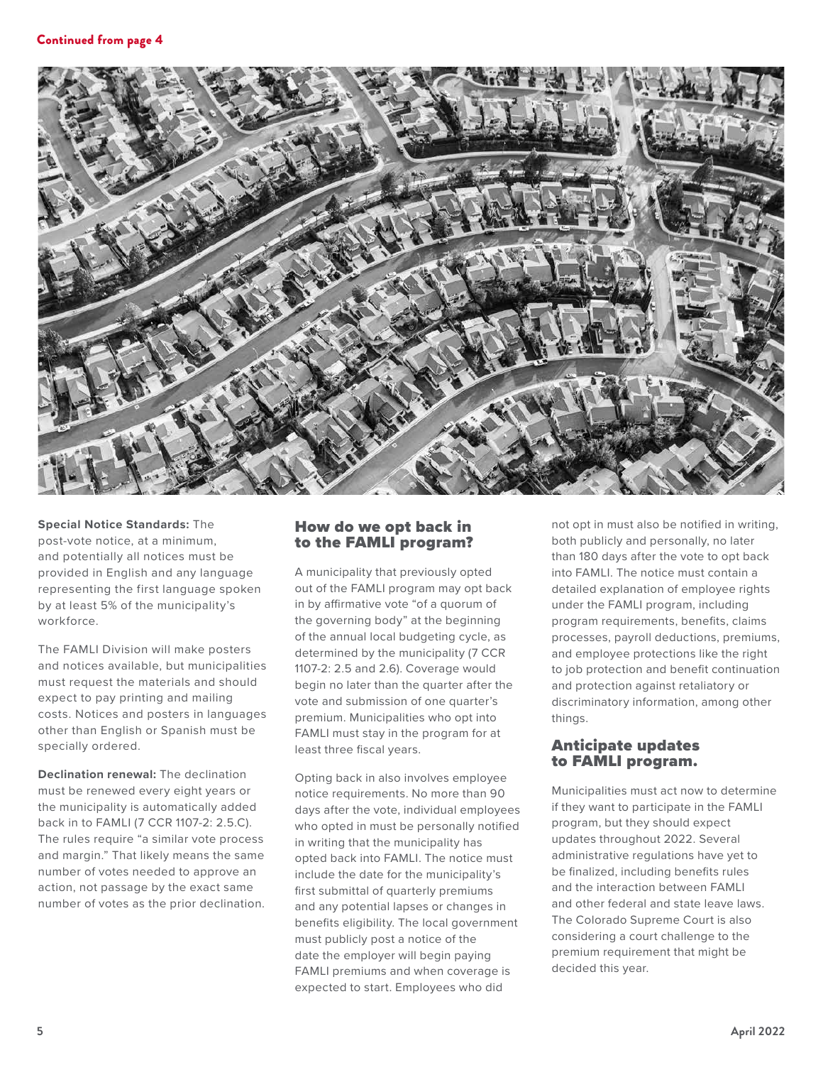Continued from page 4

**Special Notice Standards:** The post-vote notice, at a minimum, and potentially all notices must be provided in English and any language representing the first language spoken by at least 5% of the municipality's workforce.

The FAMLI Division will make posters and notices available, but municipalities must request the materials and should expect to pay printing and mailing costs. Notices and posters in languages other than English or Spanish must be specially ordered.

**Declination renewal:** The declination must be renewed every eight years or the municipality is automatically added back in to FAMLI (7 CCR 1107-2: 2.5.C). The rules require "a similar vote process and margin." That likely means the same number of votes needed to approve an action, not passage by the exact same number of votes as the prior declination.

## How do we opt back in to the FAMLI program?

A municipality that previously opted out of the FAMLI program may opt back in by affirmative vote "of a quorum of the governing body" at the beginning of the annual local budgeting cycle, as determined by the municipality (7 CCR 1107-2: 2.5 and 2.6). Coverage would begin no later than the quarter after the vote and submission of one quarter's premium. Municipalities who opt into FAMLI must stay in the program for at least three fiscal years.

Opting back in also involves employee notice requirements. No more than 90 days after the vote, individual employees who opted in must be personally notified in writing that the municipality has opted back into FAMLI. The notice must include the date for the municipality's first submittal of quarterly premiums and any potential lapses or changes in benefits eligibility. The local government must publicly post a notice of the date the employer will begin paying FAMLI premiums and when coverage is expected to start. Employees who did not opt in must also be notified in writing, both publicly and personally, no later than 180 days after the vote to opt back into FAMLI. The notice must contain a detailed explanation of employee rights under the FAMLI program, including program requirements, benefits, claims processes, payroll deductions, premiums, and employee protections like the right to job protection and benefit continuation and protection against retaliatory or discriminatory information, among other things.

## Anticipate updates to FAMLI program.

Municipalities must act now to determine if they want to participate in the FAMLI program, but they should expect updates throughout 2022. Several administrative regulations have yet to be finalized, including benefits rules and the interaction between FAMLI and other federal and state leave laws. The Colorado Supreme Court is also considering a court challenge to the premium requirement that might be decided this year.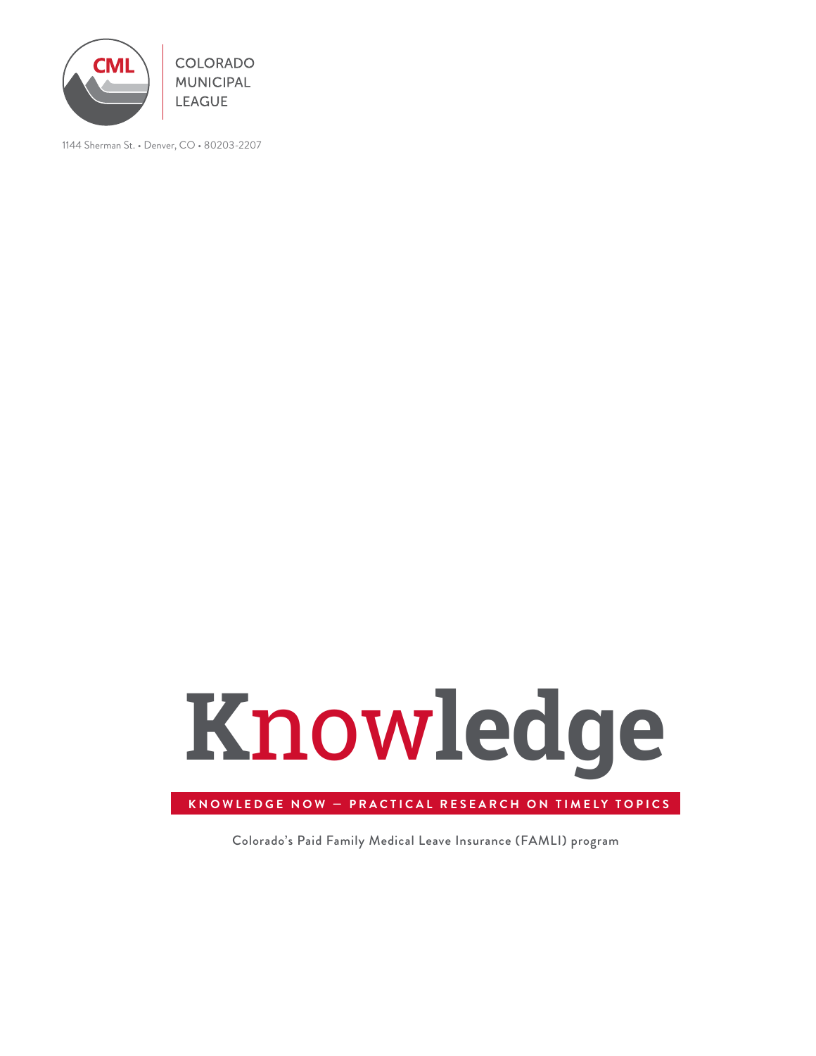COLORADO MUNICIPAL LEAGUE

1144 Sherman St. • Denver, CO • 80203-2207

# Knowledge

**KNOWLEDGE NOW — PRACTICAL RESEARCH ON TIMELY TOPICS**

Colorado's Paid Family Medical Leave Insurance (FAMLI) program